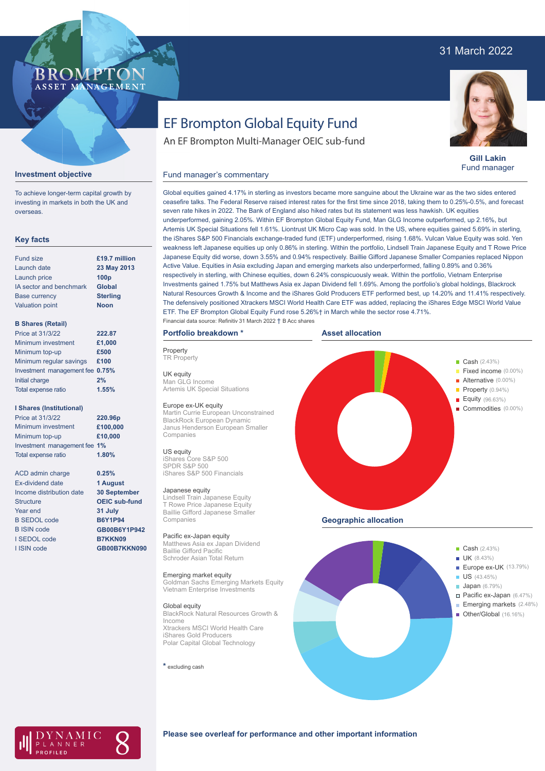31 March 2022

# EF Brompton Global Equity Fund

An EF Brompton Multi-Manager OEIC sub-fund

**Gill Lakin**
Fund manager

## Investment objective

To achieve longer-term capital growth by investing in markets in both the UK and overseas.

## Key facts

| | |
|---|---|
| Fund size | **£19.7 million** |
| Launch date | **23 May 2013** |
| Launch price | **100p** |
| IA sector and benchmark | **Global** |
| Base currency | **Sterling** |
| Valuation point | **Noon** |

**B Shares (Retail)**

| | |
|---|---|
| Price at 31/3/22 | **222.87** |
| Minimum investment | **£1,000** |
| Minimum top-up | **£500** |
| Minimum regular savings | **£100** |
| Investment management fee | **0.75%** |
| Initial charge | **2%** |
| Total expense ratio | **1.55%** |

**I Shares (Institutional)**

| | |
|---|---|
| Price at 31/3/22 | **220.96p** |
| Minimum investment | **£100,000** |
| Minimum top-up | **£10,000** |
| Investment management fee | **1%** |
| Total expense ratio | **1.80%** |

| | |
|---|---|
| ACD admin charge | **0.25%** |
| Ex-dividend date | **1 August** |
| Income distribution date | **30 September** |
| Structure | **OEIC sub-fund** |
| Year end | **31 July** |
| B SEDOL code | **B6Y1P94** |
| B ISIN code | **GB00B6Y1P942** |
| I SEDOL code | **B7KKN09** |
| I ISIN code | **GB00B7KKN090** |

## Fund manager's commentary

Global equities gained 4.17% in sterling as investors became more sanguine about the Ukraine war as the two sides entered ceasefire talks. The Federal Reserve raised interest rates for the first time since 2018, taking them to 0.25%-0.5%, and forecast seven rate hikes in 2022. The Bank of England also hiked rates but its statement was less hawkish. UK equities underperformed, gaining 2.05%. Within EF Brompton Global Equity Fund, Man GLG Income outperformed, up 2.16%, but Artemis UK Special Situations fell 1.61%. Liontrust UK Micro Cap was sold. In the US, where equities gained 5.69% in sterling, the iShares S&P 500 Financials exchange-traded fund (ETF) underperformed, rising 1.68%. Vulcan Value Equity was sold. Yen weakness left Japanese equities up only 0.86% in sterling. Within the portfolio, Lindsell Train Japanese Equity and T Rowe Price Japanese Equity did worse, down 3.55% and 0.94% respectively. Baillie Gifford Japanese Smaller Companies replaced Nippon Active Value. Equities in Asia excluding Japan and emerging markets also underperformed, falling 0.89% and 0.36% respectively in sterling, with Chinese equities, down 6.24% conspicuously weak. Within the portfolio, Vietnam Enterprise Investments gained 1.75% but Matthews Asia ex Japan Dividend fell 1.69%. Among the portfolio's global holdings, Blackrock Natural Resources Growth & Income and the iShares Gold Producers ETF performed best, up 14.20% and 11.41% respectively. The defensively positioned Xtrackers MSCI World Health Care ETF was added, replacing the iShares Edge MSCI World Value ETF. The EF Brompton Global Equity Fund rose 5.26%† in March while the sector rose 4.71%.

Financial data source: Refinitiv 31 March 2022 † B Acc shares

## Portfolio breakdown *

**Property**
TR Property

**UK equity**
Man GLG Income
Artemis UK Special Situations

**Europe ex-UK equity**
Martin Currie European Unconstrained
BlackRock European Dynamic
Janus Henderson European Smaller Companies

**US equity**
iShares Core S&P 500
SPDR S&P 500
iShares S&P 500 Financials

**Japanese equity**
Lindsell Train Japanese Equity
T Rowe Price Japanese Equity
Baillie Gifford Japanese Smaller Companies

**Pacific ex-Japan equity**
Matthews Asia ex Japan Dividend
Baillie Gifford Pacific
Schroder Asian Total Return

**Emerging market equity**
Goldman Sachs Emerging Markets Equity
Vietnam Enterprise Investments

**Global equity**
BlackRock Natural Resources Growth & Income
Xtrackers MSCI World Health Care
iShares Gold Producers
Polar Capital Global Technology

* excluding cash

## Asset allocation

- Cash (2.43%)
- Fixed income (0.00%)
- Alternative (0.00%)
- Property (0.94%)
- Equity (96.63%)
- Commodities (0.00%)

## Geographic allocation

- Cash (2.43%)
- UK (8.43%)
- Europe ex-UK (13.79%)
- US (43.45%)
- Japan (6.79%)
- Pacific ex-Japan (6.47%)
- Emerging markets (2.48%)
- Other/Global (16.16%)

DYNAMIC PLANNER PROFILED 8

**Please see overleaf for performance and other important information**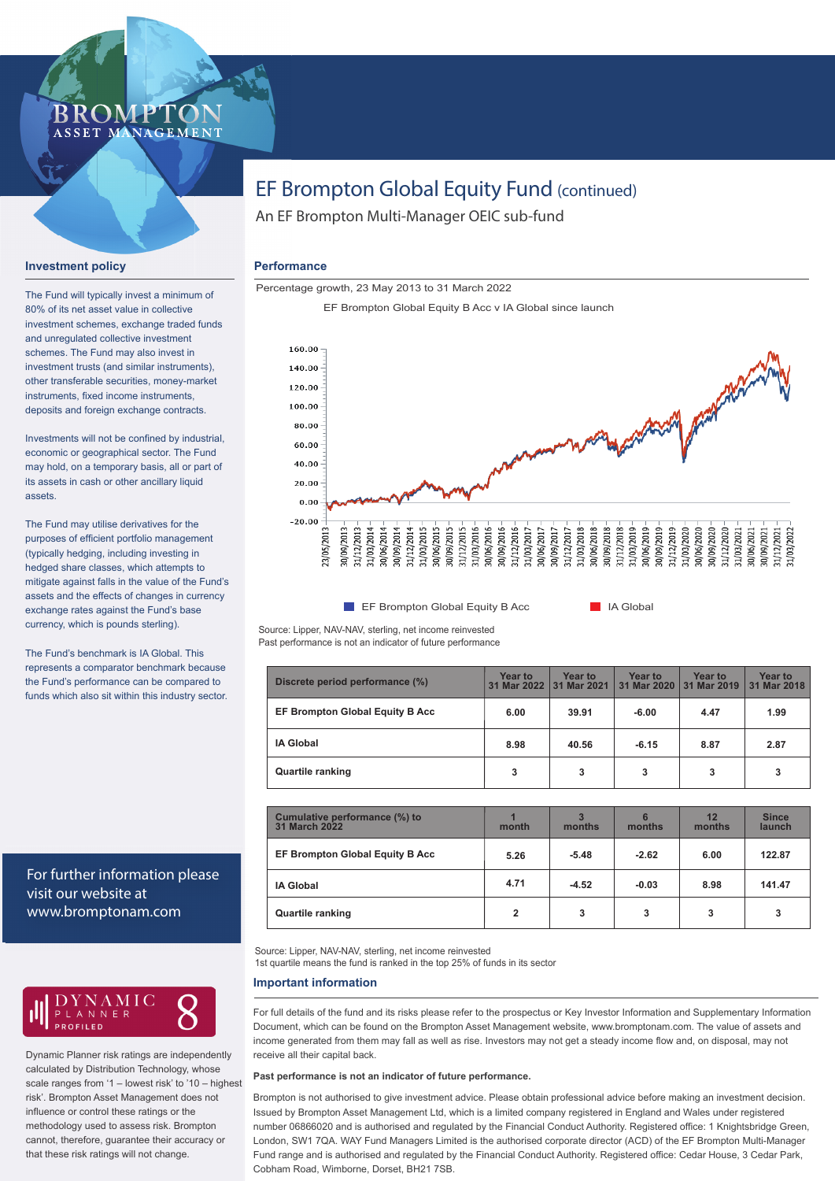# EF Brompton Global Equity Fund (continued)

An EF Brompton Multi-Manager OEIC sub-fund

## Investment policy

The Fund will typically invest a minimum of 80% of its net asset value in collective investment schemes, exchange traded funds and unregulated collective investment schemes. The Fund may also invest in investment trusts (and similar instruments), other transferable securities, money-market instruments, fixed income instruments, deposits and foreign exchange contracts.

Investments will not be confined by industrial, economic or geographical sector. The Fund may hold, on a temporary basis, all or part of its assets in cash or other ancillary liquid assets.

The Fund may utilise derivatives for the purposes of efficient portfolio management (typically hedging, including investing in hedged share classes, which attempts to mitigate against falls in the value of the Fund's assets and the effects of changes in currency exchange rates against the Fund's base currency, which is pounds sterling).

The Fund's benchmark is IA Global. This represents a comparator benchmark because the Fund's performance can be compared to funds which also sit within this industry sector.

## Performance

Percentage growth, 23 May 2013 to 31 March 2022

EF Brompton Global Equity B Acc v IA Global since launch

160.00
140.00
120.00
100.00
80.00
60.00
40.00
20.00
0.00
-20.00

23/05/2013, 30/09/2013, 31/12/2013, 31/03/2014, 30/06/2014, 30/09/2014, 31/12/2014, 31/03/2015, 30/06/2015, 30/09/2015, 31/12/2015, 31/03/2016, 30/06/2016, 30/09/2016, 31/12/2016, 31/03/2017, 30/06/2017, 30/09/2017, 31/12/2017, 31/03/2018, 30/06/2018, 30/09/2018, 31/12/2018, 31/03/2019, 30/06/2019, 30/09/2019, 31/12/2019, 31/03/2020, 30/06/2020, 30/09/2020, 31/12/2020, 31/03/2021, 30/06/2021, 30/09/2021, 31/12/2021, 31/03/2022

EF Brompton Global Equity B Acc
IA Global

Source: Lipper, NAV-NAV, sterling, net income reinvested
Past performance is not an indicator of future performance

| Discrete period performance (%) | Year to 31 Mar 2022 | Year to 31 Mar 2021 | Year to 31 Mar 2020 | Year to 31 Mar 2019 | Year to 31 Mar 2018 |
|---|---|---|---|---|---|
| EF Brompton Global Equity B Acc | 6.00 | 39.91 | -6.00 | 4.47 | 1.99 |
| IA Global | 8.98 | 40.56 | -6.15 | 8.87 | 2.87 |
| Quartile ranking | 3 | 3 | 3 | 3 | 3 |

| Cumulative performance (%) to 31 March 2022 | 1 month | 3 months | 6 months | 12 months | Since launch |
|---|---|---|---|---|---|
| EF Brompton Global Equity B Acc | 5.26 | -5.48 | -2.62 | 6.00 | 122.87 |
| IA Global | 4.71 | -4.52 | -0.03 | 8.98 | 141.47 |
| Quartile ranking | 2 | 3 | 3 | 3 | 3 |

Source: Lipper, NAV-NAV, sterling, net income reinvested
1st quartile means the fund is ranked in the top 25% of funds in its sector

For further information please visit our website at www.bromptonam.com

DYNAMIC PLANNER PROFILED 8

Dynamic Planner risk ratings are independently calculated by Distribution Technology, whose scale ranges from '1 – lowest risk' to '10 – highest risk'. Brompton Asset Management does not influence or control these ratings or the methodology used to assess risk. Brompton cannot, therefore, guarantee their accuracy or that these risk ratings will not change.

## Important information

For full details of the fund and its risks please refer to the prospectus or Key Investor Information and Supplementary Information Document, which can be found on the Brompton Asset Management website, www.bromptonam.com. The value of assets and income generated from them may fall as well as rise. Investors may not get a steady income flow and, on disposal, may not receive all their capital back.

**Past performance is not an indicator of future performance.**

Brompton is not authorised to give investment advice. Please obtain professional advice before making an investment decision. Issued by Brompton Asset Management Ltd, which is a limited company registered in England and Wales under registered number 06866020 and is authorised and regulated by the Financial Conduct Authority. Registered office: 1 Knightsbridge Green, London, SW1 7QA. WAY Fund Managers Limited is the authorised corporate director (ACD) of the EF Brompton Multi-Manager Fund range and is authorised and regulated by the Financial Conduct Authority. Registered office: Cedar House, 3 Cedar Park, Cobham Road, Wimborne, Dorset, BH21 7SB.